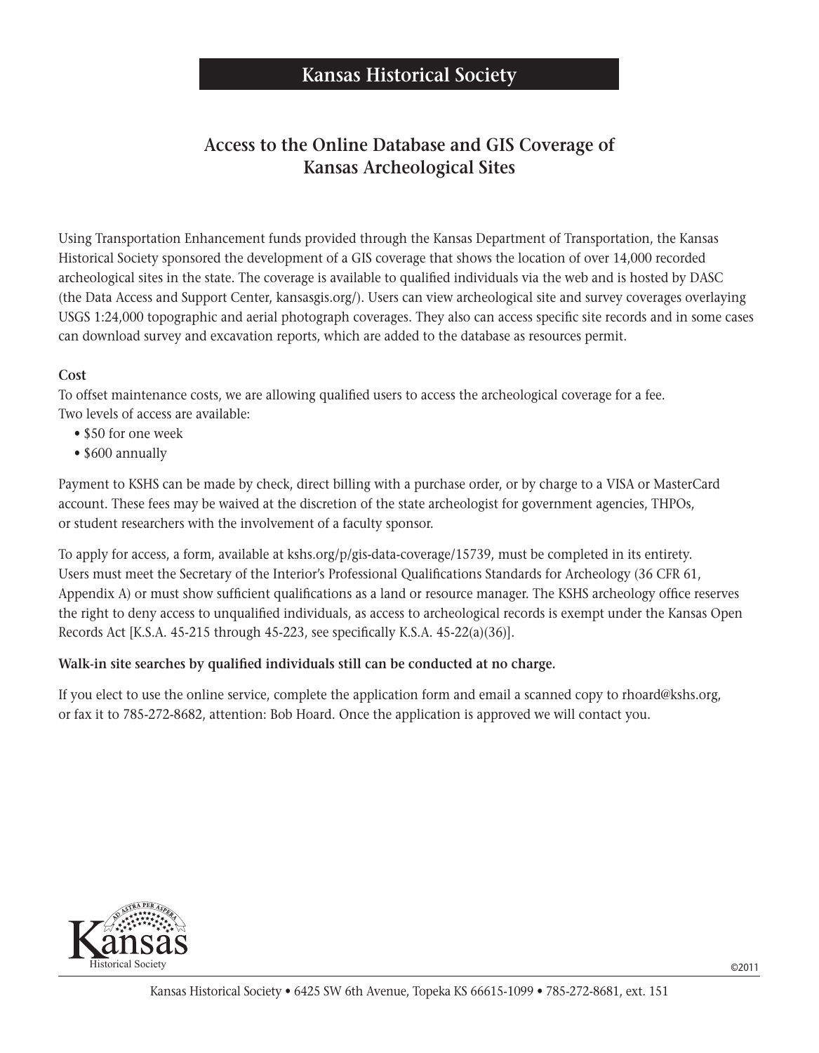# Kansas Historical Society

## Access to the Online Database and GIS Coverage of Kansas Archeological Sites

Using Transportation Enhancement funds provided through the Kansas Department of Transportation, the Kansas Historical Society sponsored the development of a GIS coverage that shows the location of over 14,000 recorded archeological sites in the state. The coverage is available to qualified individuals via the web and is hosted by DASC (the Data Access and Support Center, kansasgis.org/). Users can view archeological site and survey coverages overlaying USGS 1:24,000 topographic and aerial photograph coverages. They also can access specific site records and in some cases can download survey and excavation reports, which are added to the database as resources permit.

**Cost**

To offset maintenance costs, we are allowing qualified users to access the archeological coverage for a fee. Two levels of access are available:

- $50 for one week
- $600 annually

Payment to KSHS can be made by check, direct billing with a purchase order, or by charge to a VISA or MasterCard account. These fees may be waived at the discretion of the state archeologist for government agencies, THPOs, or student researchers with the involvement of a faculty sponsor.

To apply for access, a form, available at kshs.org/p/gis-data-coverage/15739, must be completed in its entirety. Users must meet the Secretary of the Interior's Professional Qualifications Standards for Archeology (36 CFR 61, Appendix A) or must show sufficient qualifications as a land or resource manager. The KSHS archeology office reserves the right to deny access to unqualified individuals, as access to archeological records is exempt under the Kansas Open Records Act [K.S.A. 45-215 through 45-223, see specifically K.S.A. 45-22(a)(36)].

**Walk-in site searches by qualified individuals still can be conducted at no charge.**

If you elect to use the online service, complete the application form and email a scanned copy to rhoard@kshs.org, or fax it to 785-272-8682, attention: Bob Hoard. Once the application is approved we will contact you.

Kansas Historical Society

©2011

Kansas Historical Society • 6425 SW 6th Avenue, Topeka KS 66615-1099 • 785-272-8681, ext. 151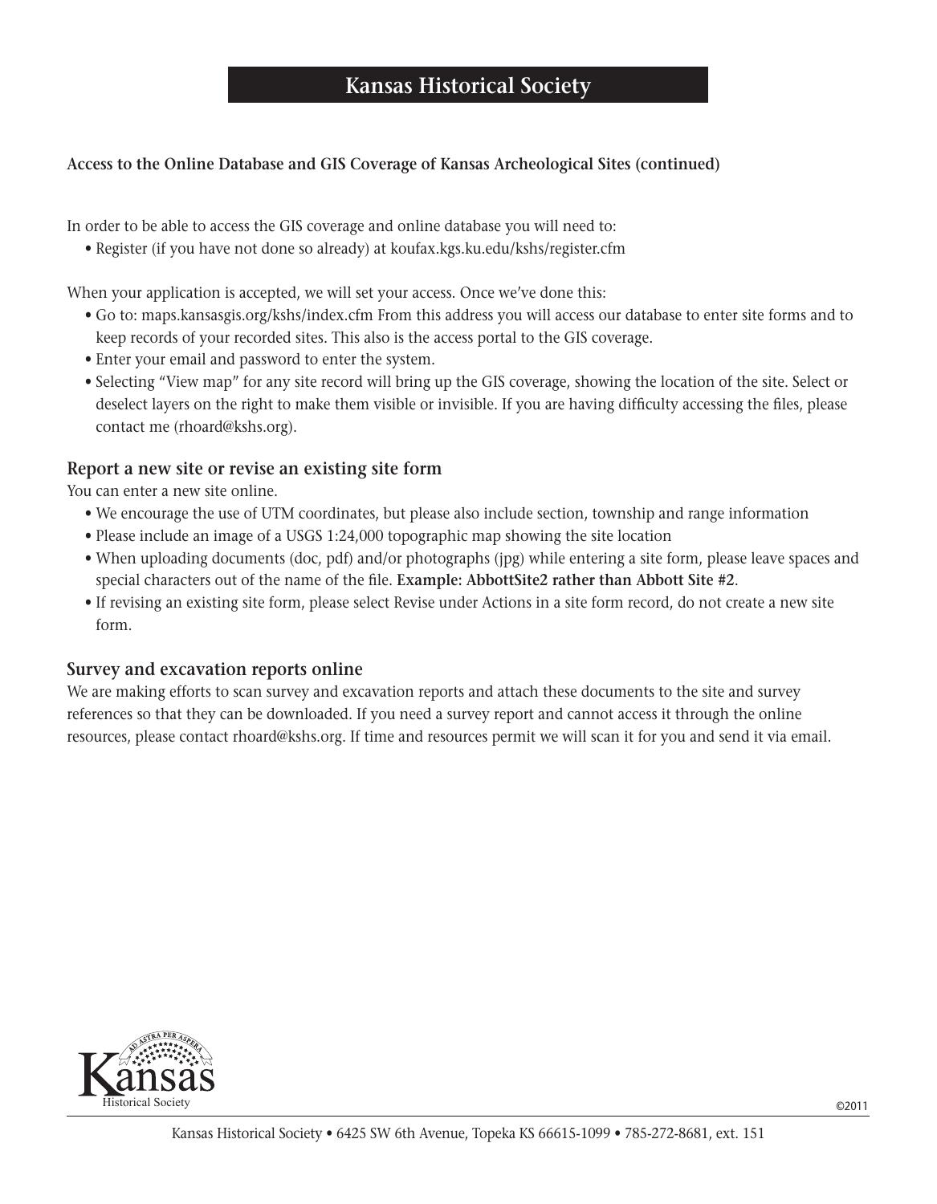# Kansas Historical Society

**Access to the Online Database and GIS Coverage of Kansas Archeological Sites (continued)**

In order to be able to access the GIS coverage and online database you will need to:

- Register (if you have not done so already) at koufax.kgs.ku.edu/kshs/register.cfm

When your application is accepted, we will set your access. Once we've done this:

- Go to: maps.kansasgis.org/kshs/index.cfm From this address you will access our database to enter site forms and to keep records of your recorded sites. This also is the access portal to the GIS coverage.
- Enter your email and password to enter the system.
- Selecting "View map" for any site record will bring up the GIS coverage, showing the location of the site. Select or deselect layers on the right to make them visible or invisible. If you are having difficulty accessing the files, please contact me (rhoard@kshs.org).

## Report a new site or revise an existing site form

You can enter a new site online.

- We encourage the use of UTM coordinates, but please also include section, township and range information
- Please include an image of a USGS 1:24,000 topographic map showing the site location
- When uploading documents (doc, pdf) and/or photographs (jpg) while entering a site form, please leave spaces and special characters out of the name of the file. **Example: AbbottSite2 rather than Abbott Site #2**.
- If revising an existing site form, please select Revise under Actions in a site form record, do not create a new site form.

## Survey and excavation reports online

We are making efforts to scan survey and excavation reports and attach these documents to the site and survey references so that they can be downloaded. If you need a survey report and cannot access it through the online resources, please contact rhoard@kshs.org. If time and resources permit we will scan it for you and send it via email.

©2011

Kansas Historical Society • 6425 SW 6th Avenue, Topeka KS 66615-1099 • 785-272-8681, ext. 151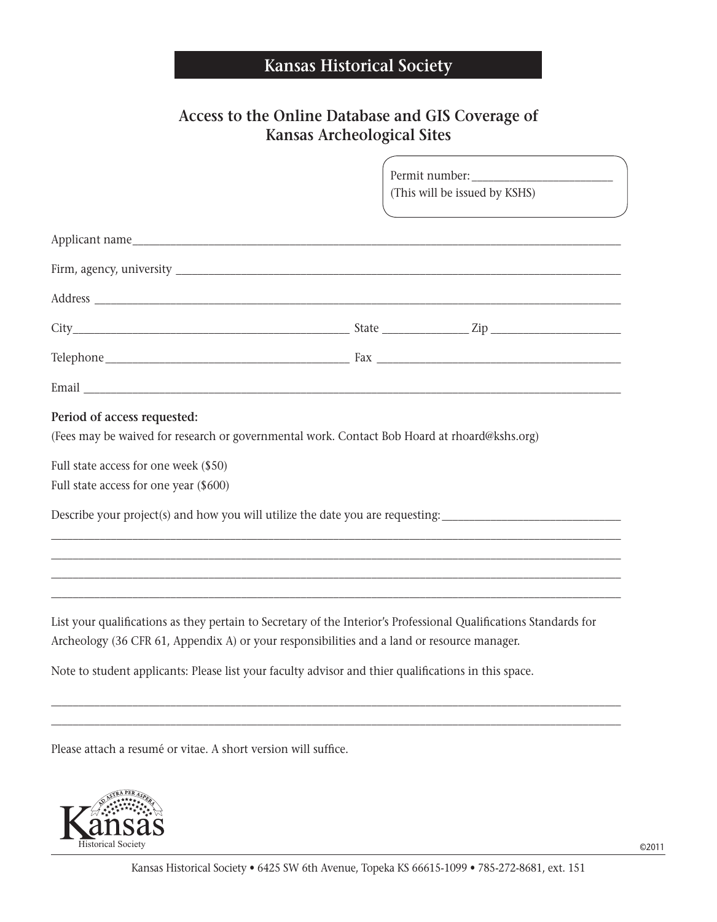# Kansas Historical Society

## Access to the Online Database and GIS Coverage of Kansas Archeological Sites

Permit number: ______________________
(This will be issued by KSHS)

Applicant name ______________________________________________________________

Firm, agency, university ______________________________________________________

Address ____________________________________________________________________

City ______________________________ State ______________ Zip ______________________

Telephone ____________________________ Fax ______________________________________

Email ______________________________________________________________________

**Period of access requested:**

(Fees may be waived for research or governmental work. Contact Bob Hoard at rhoard@kshs.org)

Full state access for one week ($50)

Full state access for one year ($600)

Describe your project(s) and how you will utilize the date you are requesting: ______________________

____________________________________________________________________________

____________________________________________________________________________

____________________________________________________________________________

____________________________________________________________________________

List your qualifications as they pertain to Secretary of the Interior's Professional Qualifications Standards for Archeology (36 CFR 61, Appendix A) or your responsibilities and a land or resource manager.

Note to student applicants: Please list your faculty advisor and thier qualifications in this space.

____________________________________________________________________________

____________________________________________________________________________

Please attach a resumé or vitae. A short version will suffice.

©2011

Kansas Historical Society • 6425 SW 6th Avenue, Topeka KS 66615-1099 • 785-272-8681, ext. 151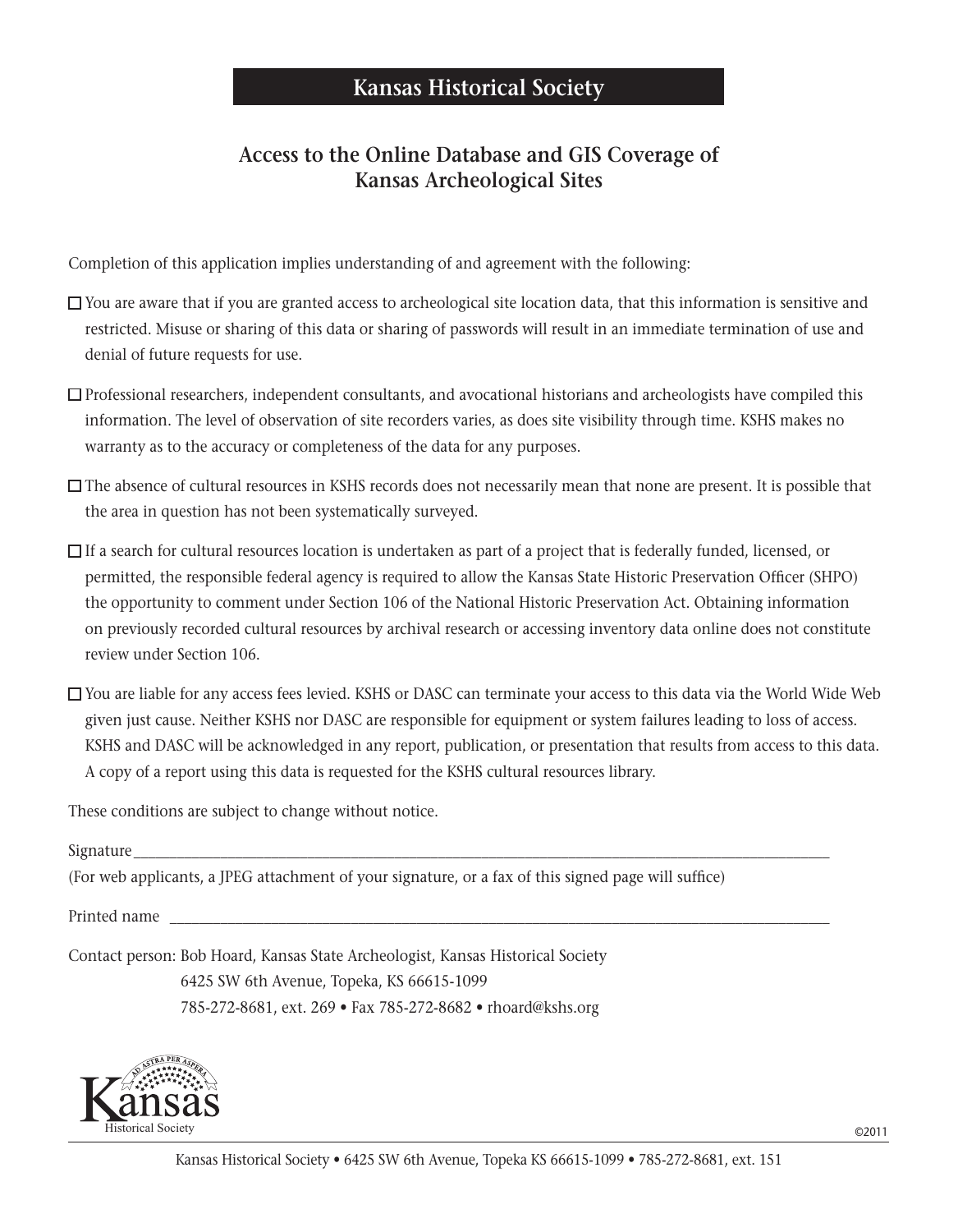# Kansas Historical Society

## Access to the Online Database and GIS Coverage of Kansas Archeological Sites

Completion of this application implies understanding of and agreement with the following:

- ☐ You are aware that if you are granted access to archeological site location data, that this information is sensitive and restricted. Misuse or sharing of this data or sharing of passwords will result in an immediate termination of use and denial of future requests for use.

- ☐ Professional researchers, independent consultants, and avocational historians and archeologists have compiled this information. The level of observation of site recorders varies, as does site visibility through time. KSHS makes no warranty as to the accuracy or completeness of the data for any purposes.

- ☐ The absence of cultural resources in KSHS records does not necessarily mean that none are present. It is possible that the area in question has not been systematically surveyed.

- ☐ If a search for cultural resources location is undertaken as part of a project that is federally funded, licensed, or permitted, the responsible federal agency is required to allow the Kansas State Historic Preservation Officer (SHPO) the opportunity to comment under Section 106 of the National Historic Preservation Act. Obtaining information on previously recorded cultural resources by archival research or accessing inventory data online does not constitute review under Section 106.

- ☐ You are liable for any access fees levied. KSHS or DASC can terminate your access to this data via the World Wide Web given just cause. Neither KSHS nor DASC are responsible for equipment or system failures leading to loss of access. KSHS and DASC will be acknowledged in any report, publication, or presentation that results from access to this data. A copy of a report using this data is requested for the KSHS cultural resources library.

These conditions are subject to change without notice.

Signature_______________________________________________________________

(For web applicants, a JPEG attachment of your signature, or a fax of this signed page will suffice)

Printed name ____________________________________________________________

Contact person: Bob Hoard, Kansas State Archeologist, Kansas Historical Society
6425 SW 6th Avenue, Topeka, KS 66615-1099
785-272-8681, ext. 269 • Fax 785-272-8682 • rhoard@kshs.org

Kansas Historical Society

©2011

Kansas Historical Society • 6425 SW 6th Avenue, Topeka KS 66615-1099 • 785-272-8681, ext. 151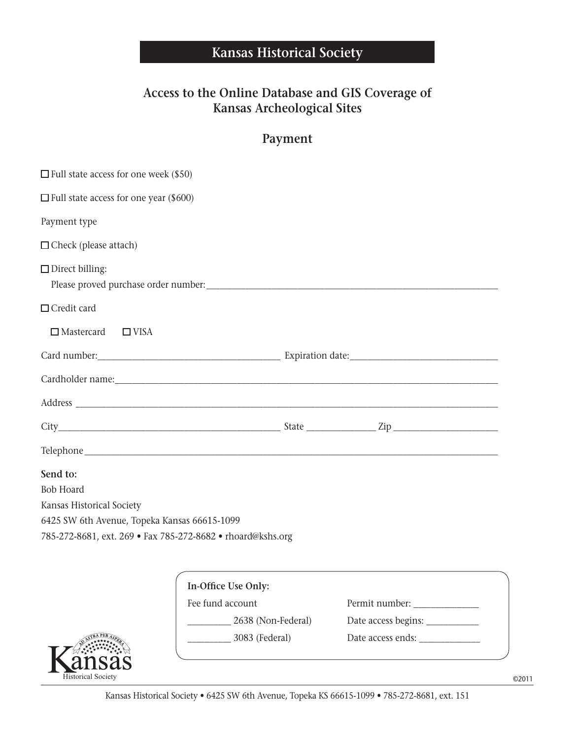# Kansas Historical Society

## Access to the Online Database and GIS Coverage of Kansas Archeological Sites

## Payment

☐ Full state access for one week ($50)

☐ Full state access for one year ($600)

Payment type

☐ Check (please attach)

☐ Direct billing:
Please proved purchase order number:______________________________

☐ Credit card

☐ Mastercard ☐ VISA

Card number:______________________ Expiration date:______________________

Cardholder name:______________________________

Address ______________________________

City______________________ State __________ Zip __________

Telephone ______________________________

**Send to:**
Bob Hoard
Kansas Historical Society
6425 SW 6th Avenue, Topeka Kansas 66615-1099
785-272-8681, ext. 269 • Fax 785-272-8682 • rhoard@kshs.org

**In-Office Use Only:**

Fee fund account
_________ 2638 (Non-Federal)
_________ 3083 (Federal)

Permit number: _____________
Date access begins: ___________
Date access ends: ____________

©2011

Kansas Historical Society • 6425 SW 6th Avenue, Topeka KS 66615-1099 • 785-272-8681, ext. 151